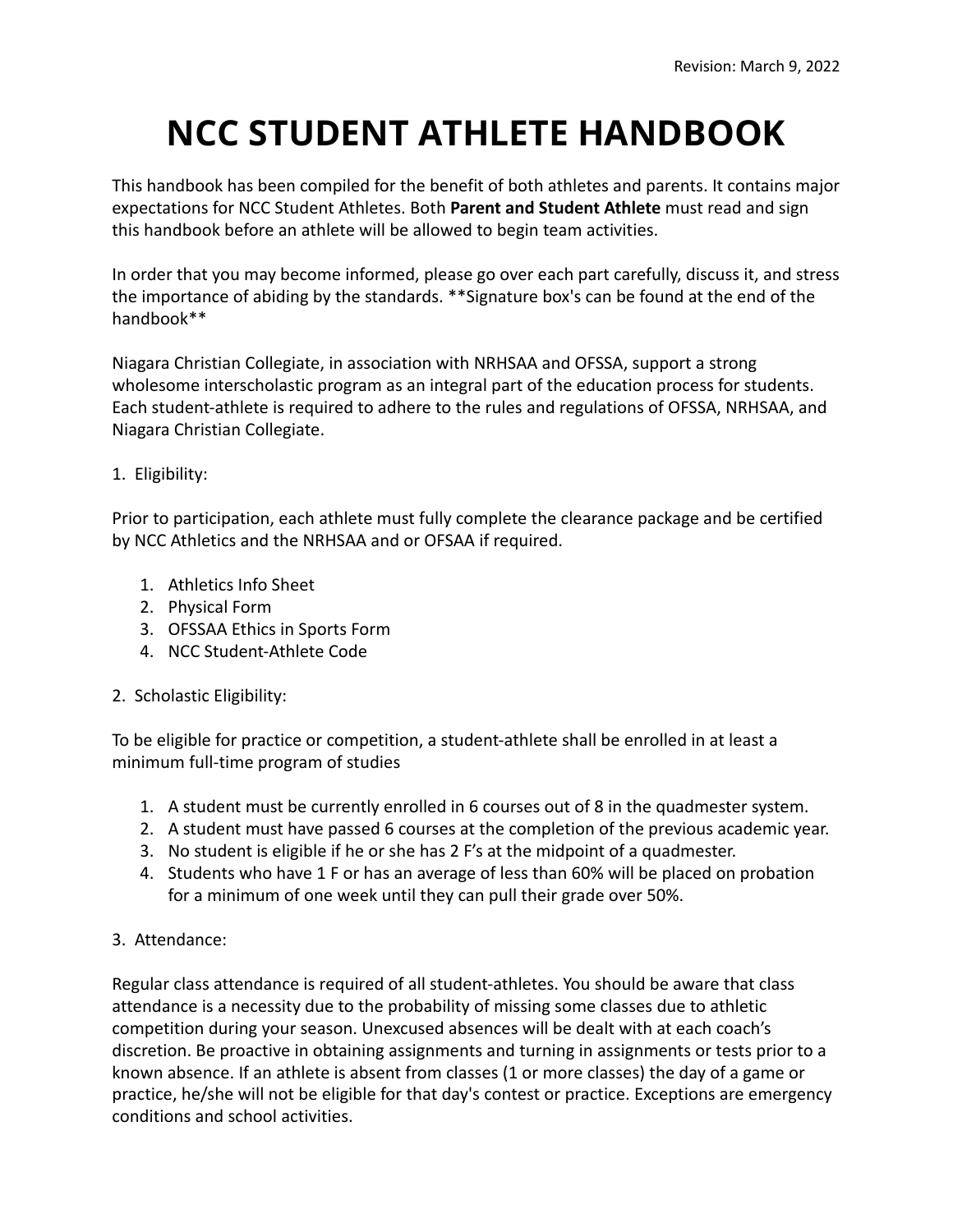Revision: March 9, 2022

# NCC STUDENT ATHLETE HANDBOOK

This handbook has been compiled for the benefit of both athletes and parents. It contains major expectations for NCC Student Athletes. Both **Parent and Student Athlete** must read and sign this handbook before an athlete will be allowed to begin team activities.

In order that you may become informed, please go over each part carefully, discuss it, and stress the importance of abiding by the standards. **Signature box's can be found at the end of the handbook**

Niagara Christian Collegiate, in association with NRHSAA and OFSSA, support a strong wholesome interscholastic program as an integral part of the education process for students. Each student-athlete is required to adhere to the rules and regulations of OFSSA, NRHSAA, and Niagara Christian Collegiate.

1. Eligibility:

Prior to participation, each athlete must fully complete the clearance package and be certified by NCC Athletics and the NRHSAA and or OFSAA if required.

1. Athletics Info Sheet
2. Physical Form
3. OFSSAA Ethics in Sports Form
4. NCC Student-Athlete Code

2. Scholastic Eligibility:

To be eligible for practice or competition, a student-athlete shall be enrolled in at least a minimum full-time program of studies

1. A student must be currently enrolled in 6 courses out of 8 in the quadmester system.
2. A student must have passed 6 courses at the completion of the previous academic year.
3. No student is eligible if he or she has 2 F's at the midpoint of a quadmester.
4. Students who have 1 F or has an average of less than 60% will be placed on probation for a minimum of one week until they can pull their grade over 50%.

3. Attendance:

Regular class attendance is required of all student-athletes. You should be aware that class attendance is a necessity due to the probability of missing some classes due to athletic competition during your season. Unexcused absences will be dealt with at each coach's discretion. Be proactive in obtaining assignments and turning in assignments or tests prior to a known absence. If an athlete is absent from classes (1 or more classes) the day of a game or practice, he/she will not be eligible for that day's contest or practice. Exceptions are emergency conditions and school activities.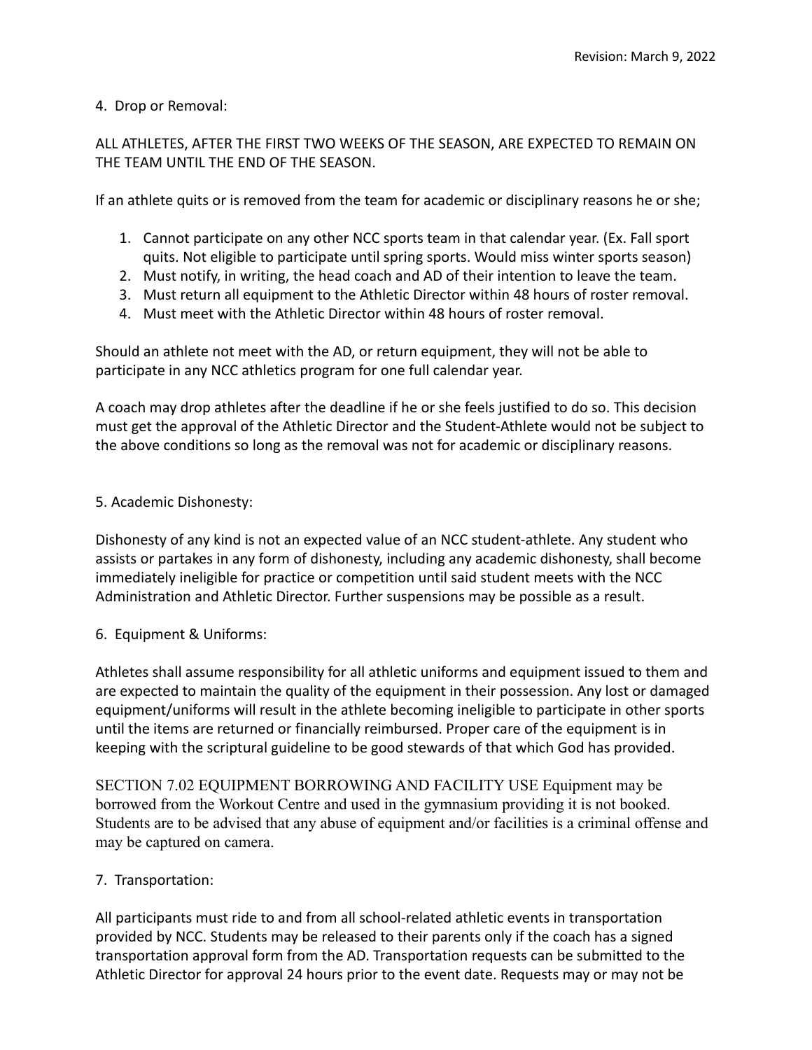4. Drop or Removal:

ALL ATHLETES, AFTER THE FIRST TWO WEEKS OF THE SEASON, ARE EXPECTED TO REMAIN ON THE TEAM UNTIL THE END OF THE SEASON.

If an athlete quits or is removed from the team for academic or disciplinary reasons he or she;

1. Cannot participate on any other NCC sports team in that calendar year. (Ex. Fall sport quits. Not eligible to participate until spring sports. Would miss winter sports season)
2. Must notify, in writing, the head coach and AD of their intention to leave the team.
3. Must return all equipment to the Athletic Director within 48 hours of roster removal.
4. Must meet with the Athletic Director within 48 hours of roster removal.

Should an athlete not meet with the AD, or return equipment, they will not be able to participate in any NCC athletics program for one full calendar year.

A coach may drop athletes after the deadline if he or she feels justified to do so. This decision must get the approval of the Athletic Director and the Student-Athlete would not be subject to the above conditions so long as the removal was not for academic or disciplinary reasons.

5. Academic Dishonesty:

Dishonesty of any kind is not an expected value of an NCC student-athlete. Any student who assists or partakes in any form of dishonesty, including any academic dishonesty, shall become immediately ineligible for practice or competition until said student meets with the NCC Administration and Athletic Director. Further suspensions may be possible as a result.

6. Equipment & Uniforms:

Athletes shall assume responsibility for all athletic uniforms and equipment issued to them and are expected to maintain the quality of the equipment in their possession. Any lost or damaged equipment/uniforms will result in the athlete becoming ineligible to participate in other sports until the items are returned or financially reimbursed. Proper care of the equipment is in keeping with the scriptural guideline to be good stewards of that which God has provided.

SECTION 7.02 EQUIPMENT BORROWING AND FACILITY USE Equipment may be borrowed from the Workout Centre and used in the gymnasium providing it is not booked. Students are to be advised that any abuse of equipment and/or facilities is a criminal offense and may be captured on camera.

7. Transportation:

All participants must ride to and from all school-related athletic events in transportation provided by NCC. Students may be released to their parents only if the coach has a signed transportation approval form from the AD. Transportation requests can be submitted to the Athletic Director for approval 24 hours prior to the event date. Requests may or may not be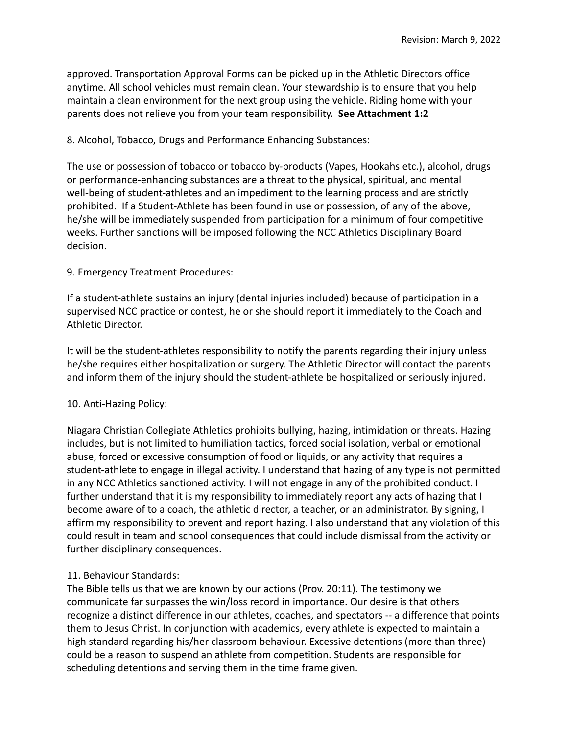approved. Transportation Approval Forms can be picked up in the Athletic Directors office anytime. All school vehicles must remain clean. Your stewardship is to ensure that you help maintain a clean environment for the next group using the vehicle. Riding home with your parents does not relieve you from your team responsibility. **See Attachment 1:2**

8. Alcohol, Tobacco, Drugs and Performance Enhancing Substances:

The use or possession of tobacco or tobacco by-products (Vapes, Hookahs etc.), alcohol, drugs or performance-enhancing substances are a threat to the physical, spiritual, and mental well-being of student-athletes and an impediment to the learning process and are strictly prohibited. If a Student-Athlete has been found in use or possession, of any of the above, he/she will be immediately suspended from participation for a minimum of four competitive weeks. Further sanctions will be imposed following the NCC Athletics Disciplinary Board decision.

9. Emergency Treatment Procedures:

If a student-athlete sustains an injury (dental injuries included) because of participation in a supervised NCC practice or contest, he or she should report it immediately to the Coach and Athletic Director.

It will be the student-athletes responsibility to notify the parents regarding their injury unless he/she requires either hospitalization or surgery. The Athletic Director will contact the parents and inform them of the injury should the student-athlete be hospitalized or seriously injured.

10. Anti-Hazing Policy:

Niagara Christian Collegiate Athletics prohibits bullying, hazing, intimidation or threats. Hazing includes, but is not limited to humiliation tactics, forced social isolation, verbal or emotional abuse, forced or excessive consumption of food or liquids, or any activity that requires a student-athlete to engage in illegal activity. I understand that hazing of any type is not permitted in any NCC Athletics sanctioned activity. I will not engage in any of the prohibited conduct. I further understand that it is my responsibility to immediately report any acts of hazing that I become aware of to a coach, the athletic director, a teacher, or an administrator. By signing, I affirm my responsibility to prevent and report hazing. I also understand that any violation of this could result in team and school consequences that could include dismissal from the activity or further disciplinary consequences.

11. Behaviour Standards:

The Bible tells us that we are known by our actions (Prov. 20:11). The testimony we communicate far surpasses the win/loss record in importance. Our desire is that others recognize a distinct difference in our athletes, coaches, and spectators -- a difference that points them to Jesus Christ. In conjunction with academics, every athlete is expected to maintain a high standard regarding his/her classroom behaviour. Excessive detentions (more than three) could be a reason to suspend an athlete from competition. Students are responsible for scheduling detentions and serving them in the time frame given.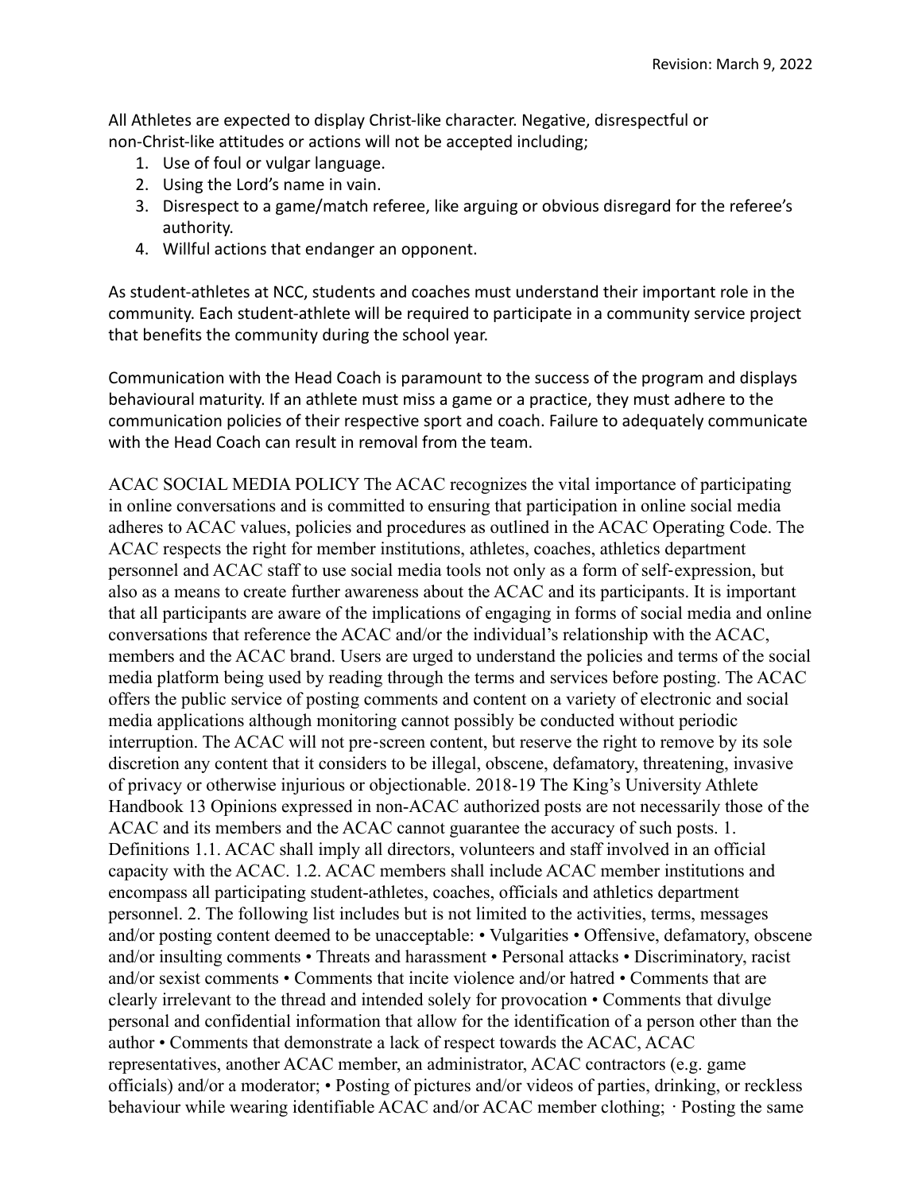All Athletes are expected to display Christ-like character. Negative, disrespectful or non-Christ-like attitudes or actions will not be accepted including;

1. Use of foul or vulgar language.
2. Using the Lord's name in vain.
3. Disrespect to a game/match referee, like arguing or obvious disregard for the referee's authority.
4. Willful actions that endanger an opponent.

As student-athletes at NCC, students and coaches must understand their important role in the community. Each student-athlete will be required to participate in a community service project that benefits the community during the school year.

Communication with the Head Coach is paramount to the success of the program and displays behavioural maturity. If an athlete must miss a game or a practice, they must adhere to the communication policies of their respective sport and coach. Failure to adequately communicate with the Head Coach can result in removal from the team.

ACAC SOCIAL MEDIA POLICY The ACAC recognizes the vital importance of participating in online conversations and is committed to ensuring that participation in online social media adheres to ACAC values, policies and procedures as outlined in the ACAC Operating Code. The ACAC respects the right for member institutions, athletes, coaches, athletics department personnel and ACAC staff to use social media tools not only as a form of self-expression, but also as a means to create further awareness about the ACAC and its participants. It is important that all participants are aware of the implications of engaging in forms of social media and online conversations that reference the ACAC and/or the individual's relationship with the ACAC, members and the ACAC brand. Users are urged to understand the policies and terms of the social media platform being used by reading through the terms and services before posting. The ACAC offers the public service of posting comments and content on a variety of electronic and social media applications although monitoring cannot possibly be conducted without periodic interruption. The ACAC will not pre-screen content, but reserve the right to remove by its sole discretion any content that it considers to be illegal, obscene, defamatory, threatening, invasive of privacy or otherwise injurious or objectionable. 2018-19 The King's University Athlete Handbook 13 Opinions expressed in non-ACAC authorized posts are not necessarily those of the ACAC and its members and the ACAC cannot guarantee the accuracy of such posts. 1. Definitions 1.1. ACAC shall imply all directors, volunteers and staff involved in an official capacity with the ACAC. 1.2. ACAC members shall include ACAC member institutions and encompass all participating student-athletes, coaches, officials and athletics department personnel. 2. The following list includes but is not limited to the activities, terms, messages and/or posting content deemed to be unacceptable: • Vulgarities • Offensive, defamatory, obscene and/or insulting comments • Threats and harassment • Personal attacks • Discriminatory, racist and/or sexist comments • Comments that incite violence and/or hatred • Comments that are clearly irrelevant to the thread and intended solely for provocation • Comments that divulge personal and confidential information that allow for the identification of a person other than the author • Comments that demonstrate a lack of respect towards the ACAC, ACAC representatives, another ACAC member, an administrator, ACAC contractors (e.g. game officials) and/or a moderator; • Posting of pictures and/or videos of parties, drinking, or reckless behaviour while wearing identifiable ACAC and/or ACAC member clothing; · Posting the same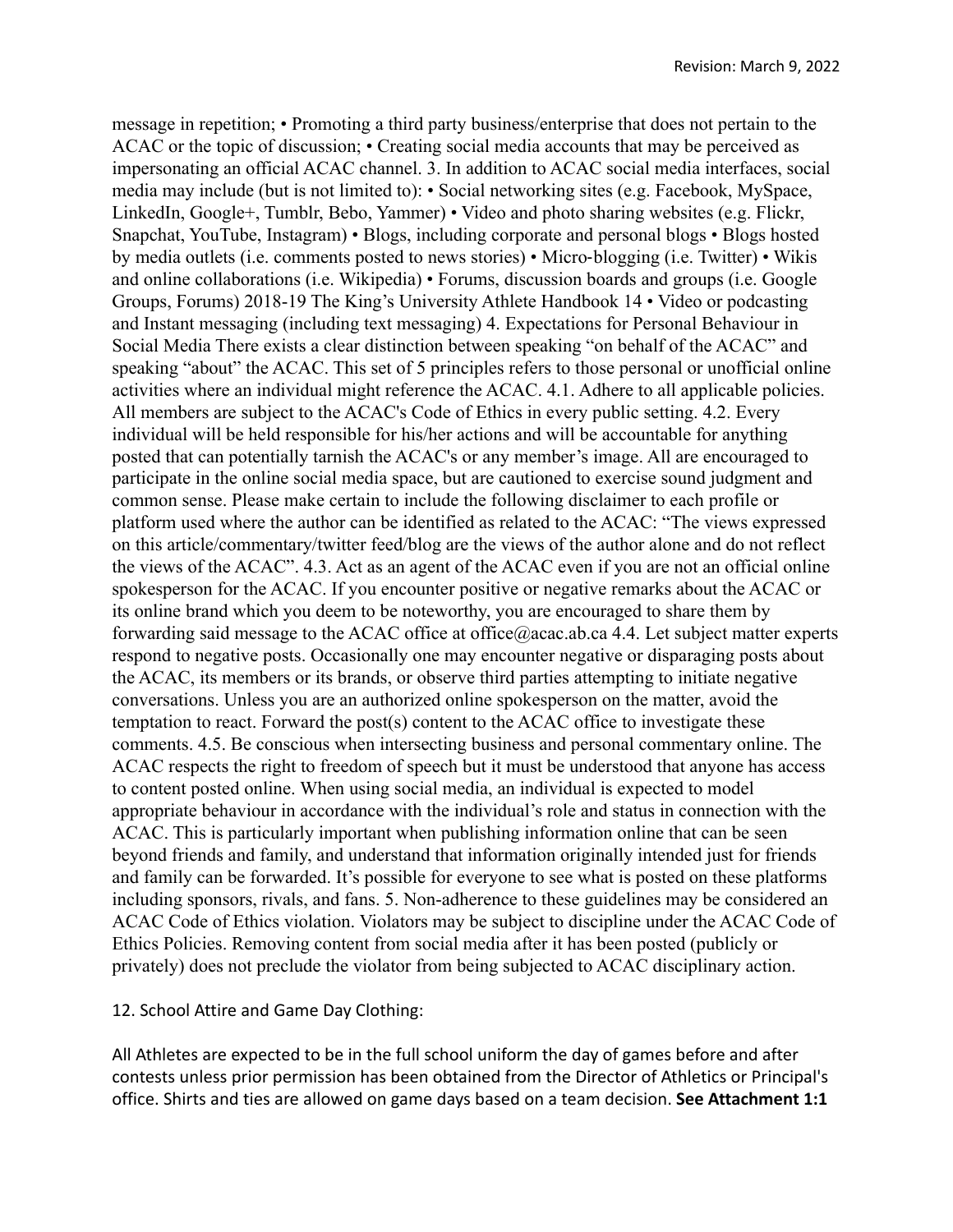message in repetition; • Promoting a third party business/enterprise that does not pertain to the ACAC or the topic of discussion; • Creating social media accounts that may be perceived as impersonating an official ACAC channel. 3. In addition to ACAC social media interfaces, social media may include (but is not limited to): • Social networking sites (e.g. Facebook, MySpace, LinkedIn, Google+, Tumblr, Bebo, Yammer) • Video and photo sharing websites (e.g. Flickr, Snapchat, YouTube, Instagram) • Blogs, including corporate and personal blogs • Blogs hosted by media outlets (i.e. comments posted to news stories) • Micro-blogging (i.e. Twitter) • Wikis and online collaborations (i.e. Wikipedia) • Forums, discussion boards and groups (i.e. Google Groups, Forums) 2018-19 The King's University Athlete Handbook 14 • Video or podcasting and Instant messaging (including text messaging) 4. Expectations for Personal Behaviour in Social Media There exists a clear distinction between speaking "on behalf of the ACAC" and speaking "about" the ACAC. This set of 5 principles refers to those personal or unofficial online activities where an individual might reference the ACAC. 4.1. Adhere to all applicable policies. All members are subject to the ACAC's Code of Ethics in every public setting. 4.2. Every individual will be held responsible for his/her actions and will be accountable for anything posted that can potentially tarnish the ACAC's or any member's image. All are encouraged to participate in the online social media space, but are cautioned to exercise sound judgment and common sense. Please make certain to include the following disclaimer to each profile or platform used where the author can be identified as related to the ACAC: "The views expressed on this article/commentary/twitter feed/blog are the views of the author alone and do not reflect the views of the ACAC". 4.3. Act as an agent of the ACAC even if you are not an official online spokesperson for the ACAC. If you encounter positive or negative remarks about the ACAC or its online brand which you deem to be noteworthy, you are encouraged to share them by forwarding said message to the ACAC office at office@acac.ab.ca 4.4. Let subject matter experts respond to negative posts. Occasionally one may encounter negative or disparaging posts about the ACAC, its members or its brands, or observe third parties attempting to initiate negative conversations. Unless you are an authorized online spokesperson on the matter, avoid the temptation to react. Forward the post(s) content to the ACAC office to investigate these comments. 4.5. Be conscious when intersecting business and personal commentary online. The ACAC respects the right to freedom of speech but it must be understood that anyone has access to content posted online. When using social media, an individual is expected to model appropriate behaviour in accordance with the individual's role and status in connection with the ACAC. This is particularly important when publishing information online that can be seen beyond friends and family, and understand that information originally intended just for friends and family can be forwarded. It's possible for everyone to see what is posted on these platforms including sponsors, rivals, and fans. 5. Non-adherence to these guidelines may be considered an ACAC Code of Ethics violation. Violators may be subject to discipline under the ACAC Code of Ethics Policies. Removing content from social media after it has been posted (publicly or privately) does not preclude the violator from being subjected to ACAC disciplinary action.

## 12. School Attire and Game Day Clothing:

All Athletes are expected to be in the full school uniform the day of games before and after contests unless prior permission has been obtained from the Director of Athletics or Principal's office. Shirts and ties are allowed on game days based on a team decision. **See Attachment 1:1**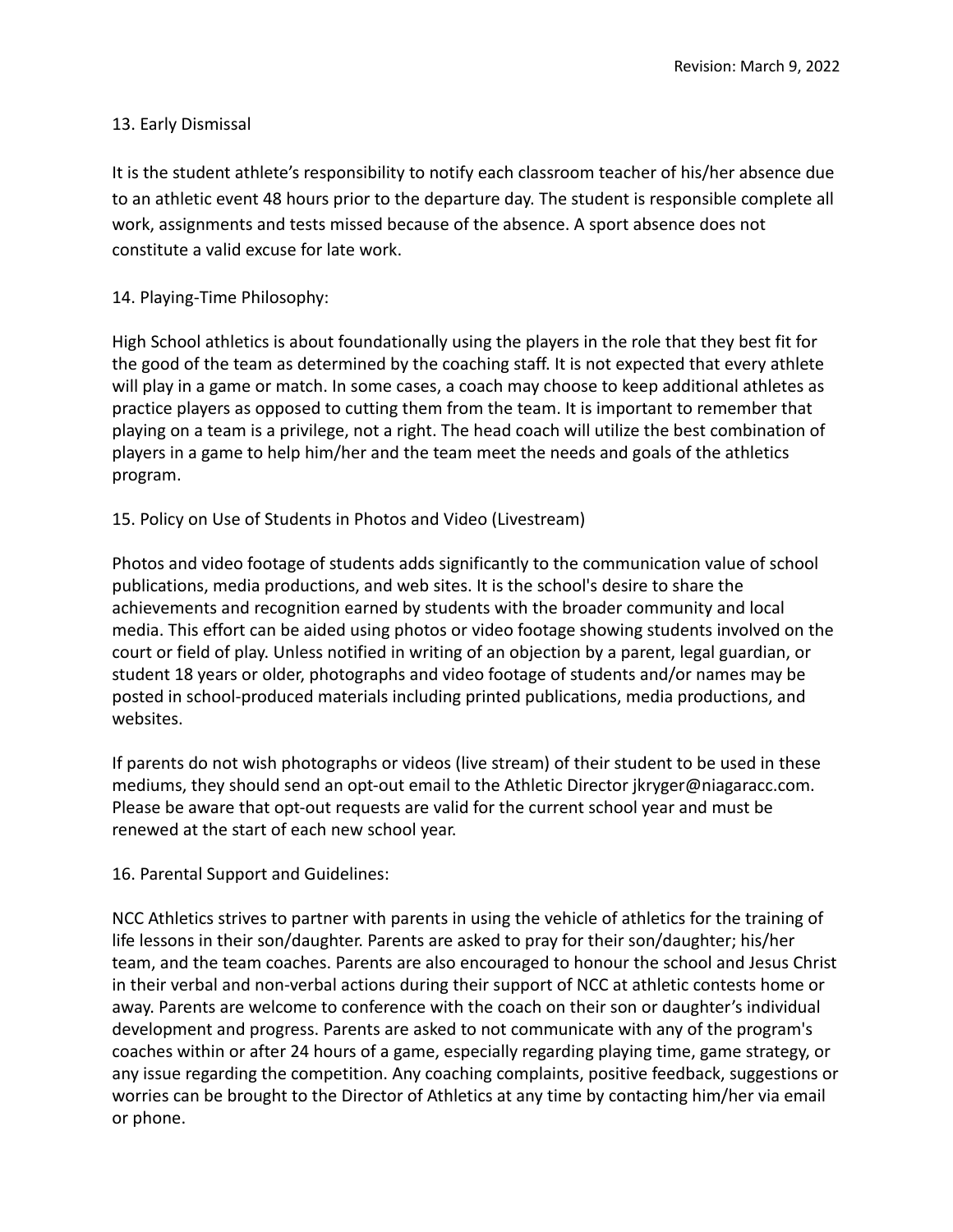## 13. Early Dismissal

It is the student athlete's responsibility to notify each classroom teacher of his/her absence due to an athletic event 48 hours prior to the departure day. The student is responsible complete all work, assignments and tests missed because of the absence. A sport absence does not constitute a valid excuse for late work.

## 14. Playing-Time Philosophy:

High School athletics is about foundationally using the players in the role that they best fit for the good of the team as determined by the coaching staff. It is not expected that every athlete will play in a game or match. In some cases, a coach may choose to keep additional athletes as practice players as opposed to cutting them from the team. It is important to remember that playing on a team is a privilege, not a right. The head coach will utilize the best combination of players in a game to help him/her and the team meet the needs and goals of the athletics program.

## 15. Policy on Use of Students in Photos and Video (Livestream)

Photos and video footage of students adds significantly to the communication value of school publications, media productions, and web sites. It is the school's desire to share the achievements and recognition earned by students with the broader community and local media. This effort can be aided using photos or video footage showing students involved on the court or field of play. Unless notified in writing of an objection by a parent, legal guardian, or student 18 years or older, photographs and video footage of students and/or names may be posted in school-produced materials including printed publications, media productions, and websites.

If parents do not wish photographs or videos (live stream) of their student to be used in these mediums, they should send an opt-out email to the Athletic Director jkryger@niagaracc.com. Please be aware that opt-out requests are valid for the current school year and must be renewed at the start of each new school year.

## 16. Parental Support and Guidelines:

NCC Athletics strives to partner with parents in using the vehicle of athletics for the training of life lessons in their son/daughter. Parents are asked to pray for their son/daughter; his/her team, and the team coaches. Parents are also encouraged to honour the school and Jesus Christ in their verbal and non-verbal actions during their support of NCC at athletic contests home or away. Parents are welcome to conference with the coach on their son or daughter's individual development and progress. Parents are asked to not communicate with any of the program's coaches within or after 24 hours of a game, especially regarding playing time, game strategy, or any issue regarding the competition. Any coaching complaints, positive feedback, suggestions or worries can be brought to the Director of Athletics at any time by contacting him/her via email or phone.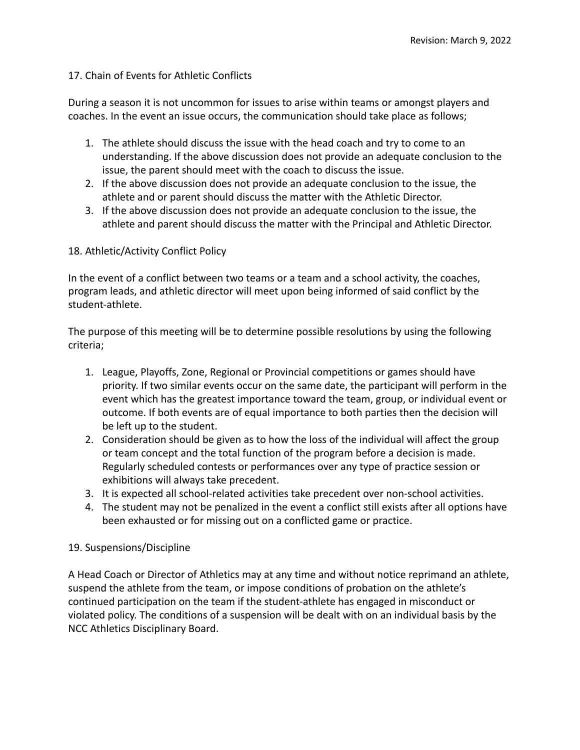Revision: March 9, 2022

## 17. Chain of Events for Athletic Conflicts

During a season it is not uncommon for issues to arise within teams or amongst players and coaches. In the event an issue occurs, the communication should take place as follows;

1. The athlete should discuss the issue with the head coach and try to come to an understanding. If the above discussion does not provide an adequate conclusion to the issue, the parent should meet with the coach to discuss the issue.
2. If the above discussion does not provide an adequate conclusion to the issue, the athlete and or parent should discuss the matter with the Athletic Director.
3. If the above discussion does not provide an adequate conclusion to the issue, the athlete and parent should discuss the matter with the Principal and Athletic Director.

## 18. Athletic/Activity Conflict Policy

In the event of a conflict between two teams or a team and a school activity, the coaches, program leads, and athletic director will meet upon being informed of said conflict by the student-athlete.

The purpose of this meeting will be to determine possible resolutions by using the following criteria;

1. League, Playoffs, Zone, Regional or Provincial competitions or games should have priority. If two similar events occur on the same date, the participant will perform in the event which has the greatest importance toward the team, group, or individual event or outcome. If both events are of equal importance to both parties then the decision will be left up to the student.
2. Consideration should be given as to how the loss of the individual will affect the group or team concept and the total function of the program before a decision is made. Regularly scheduled contests or performances over any type of practice session or exhibitions will always take precedent.
3. It is expected all school-related activities take precedent over non-school activities.
4. The student may not be penalized in the event a conflict still exists after all options have been exhausted or for missing out on a conflicted game or practice.

## 19. Suspensions/Discipline

A Head Coach or Director of Athletics may at any time and without notice reprimand an athlete, suspend the athlete from the team, or impose conditions of probation on the athlete's continued participation on the team if the student-athlete has engaged in misconduct or violated policy. The conditions of a suspension will be dealt with on an individual basis by the NCC Athletics Disciplinary Board.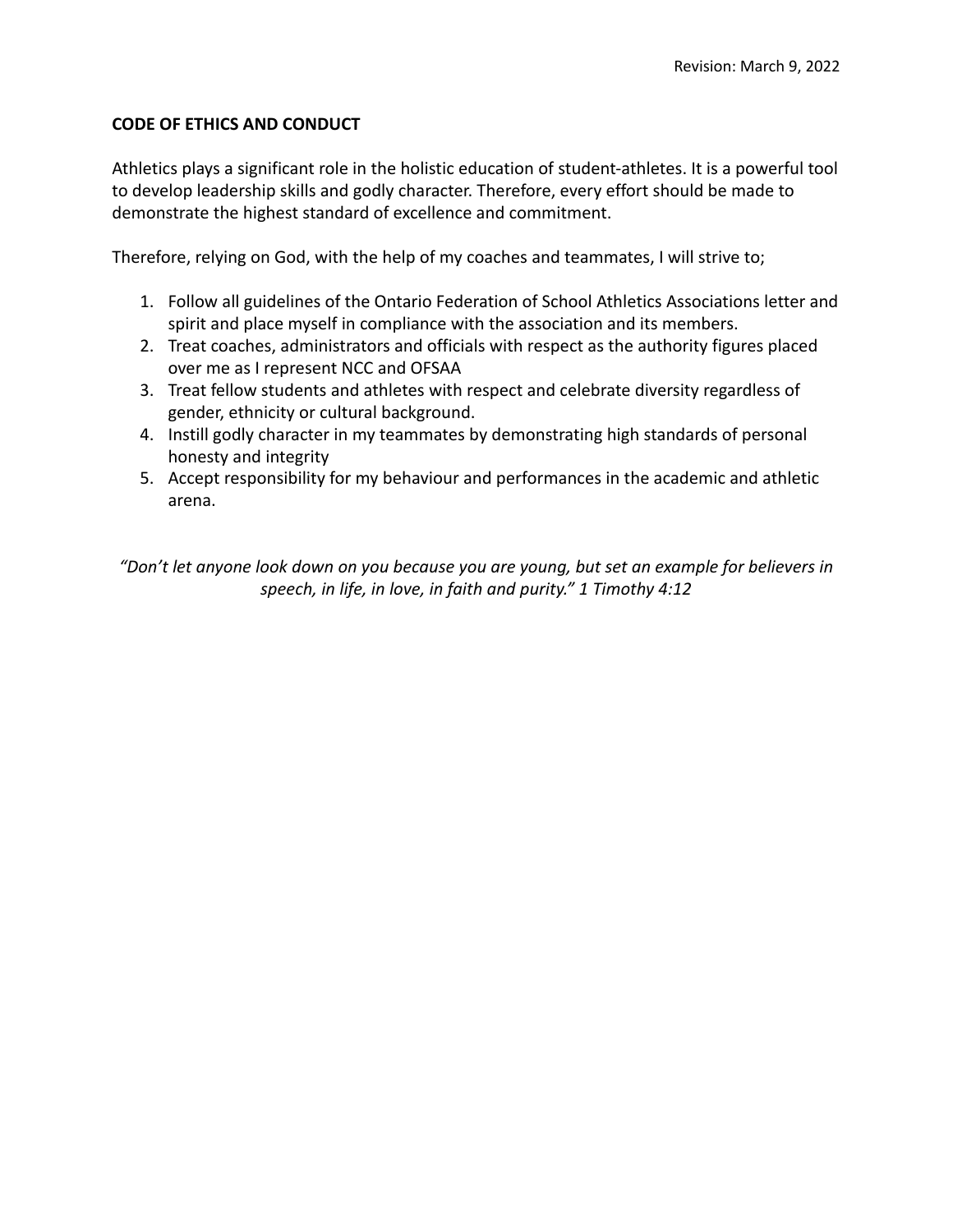Revision: March 9, 2022

**CODE OF ETHICS AND CONDUCT**

Athletics plays a significant role in the holistic education of student-athletes. It is a powerful tool to develop leadership skills and godly character. Therefore, every effort should be made to demonstrate the highest standard of excellence and commitment.

Therefore, relying on God, with the help of my coaches and teammates, I will strive to;

1. Follow all guidelines of the Ontario Federation of School Athletics Associations letter and spirit and place myself in compliance with the association and its members.
2. Treat coaches, administrators and officials with respect as the authority figures placed over me as I represent NCC and OFSAA
3. Treat fellow students and athletes with respect and celebrate diversity regardless of gender, ethnicity or cultural background.
4. Instill godly character in my teammates by demonstrating high standards of personal honesty and integrity
5. Accept responsibility for my behaviour and performances in the academic and athletic arena.

*"Don't let anyone look down on you because you are young, but set an example for believers in speech, in life, in love, in faith and purity." 1 Timothy 4:12*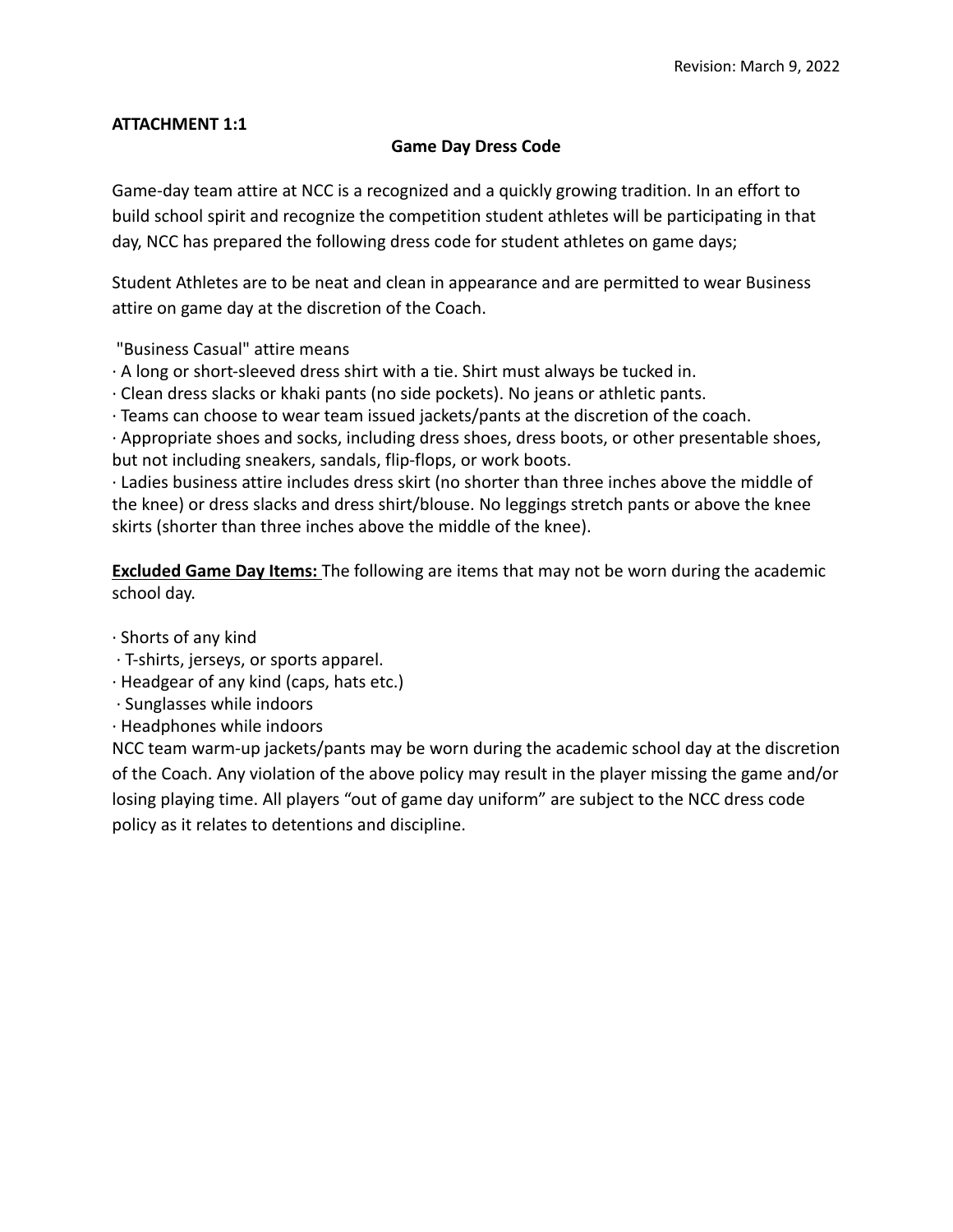Revision: March 9, 2022

**ATTACHMENT 1:1**

## Game Day Dress Code

Game-day team attire at NCC is a recognized and a quickly growing tradition. In an effort to build school spirit and recognize the competition student athletes will be participating in that day, NCC has prepared the following dress code for student athletes on game days;

Student Athletes are to be neat and clean in appearance and are permitted to wear Business attire on game day at the discretion of the Coach.

"Business Casual" attire means

· A long or short-sleeved dress shirt with a tie. Shirt must always be tucked in.
· Clean dress slacks or khaki pants (no side pockets). No jeans or athletic pants.
· Teams can choose to wear team issued jackets/pants at the discretion of the coach.
· Appropriate shoes and socks, including dress shoes, dress boots, or other presentable shoes, but not including sneakers, sandals, flip-flops, or work boots.
· Ladies business attire includes dress skirt (no shorter than three inches above the middle of the knee) or dress slacks and dress shirt/blouse. No leggings stretch pants or above the knee skirts (shorter than three inches above the middle of the knee).

<u>**Excluded Game Day Items:**</u> The following are items that may not be worn during the academic school day.

· Shorts of any kind
· T-shirts, jerseys, or sports apparel.
· Headgear of any kind (caps, hats etc.)
· Sunglasses while indoors
· Headphones while indoors

NCC team warm-up jackets/pants may be worn during the academic school day at the discretion of the Coach. Any violation of the above policy may result in the player missing the game and/or losing playing time. All players "out of game day uniform" are subject to the NCC dress code policy as it relates to detentions and discipline.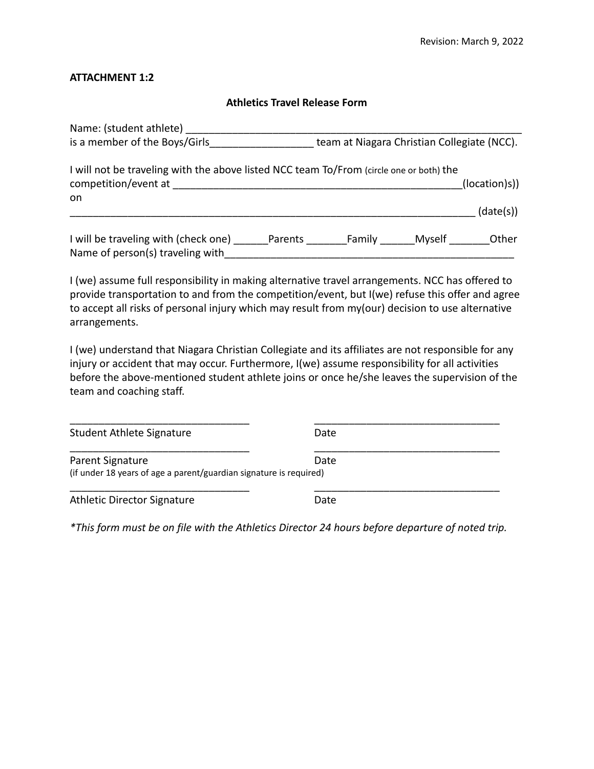Revision: March 9, 2022

**ATTACHMENT 1:2**

**Athletics Travel Release Form**

Name: (student athlete) ____________________________________________________________
is a member of the Boys/Girls__________________ team at Niagara Christian Collegiate (NCC).

I will not be traveling with the above listed NCC team To/From (circle one or both) the competition/event at ___________________________________________________(location)s)) on
______________________________________________________________________ (date(s))

I will be traveling with (check one) ______Parents _______Family ______Myself _______Other
Name of person(s) traveling with___________________________________________________

I (we) assume full responsibility in making alternative travel arrangements. NCC has offered to provide transportation to and from the competition/event, but I(we) refuse this offer and agree to accept all risks of personal injury which may result from my(our) decision to use alternative arrangements.

I (we) understand that Niagara Christian Collegiate and its affiliates are not responsible for any injury or accident that may occur. Furthermore, I(we) assume responsibility for all activities before the above-mentioned student athlete joins or once he/she leaves the supervision of the team and coaching staff.

_______________________________ _______________________________
Student Athlete Signature Date

_______________________________ _______________________________
Parent Signature Date
(if under 18 years of age a parent/guardian signature is required)

_______________________________ _______________________________
Athletic Director Signature Date

*\*This form must be on file with the Athletics Director 24 hours before departure of noted trip.*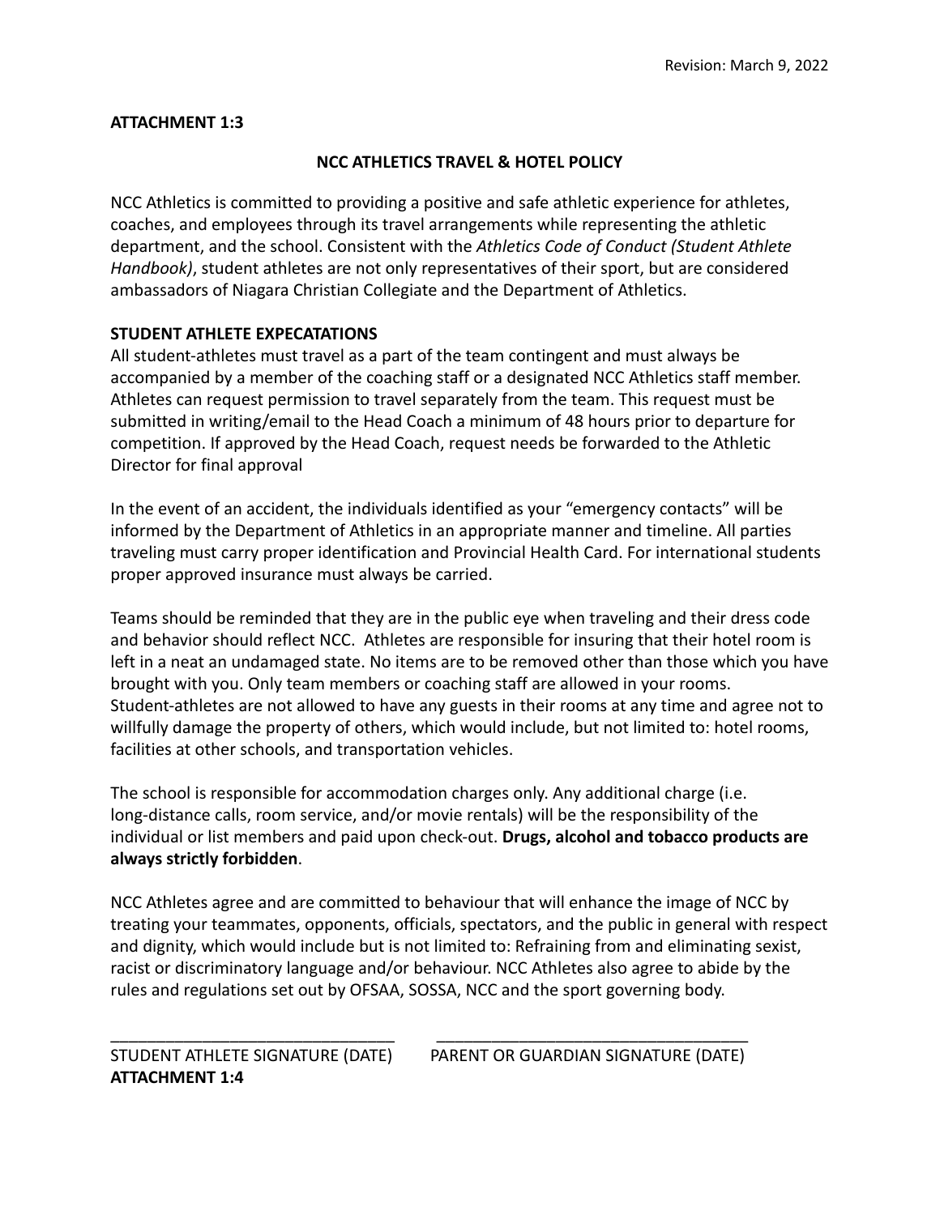Revision: March 9, 2022

**ATTACHMENT 1:3**

## NCC ATHLETICS TRAVEL & HOTEL POLICY

NCC Athletics is committed to providing a positive and safe athletic experience for athletes, coaches, and employees through its travel arrangements while representing the athletic department, and the school. Consistent with the *Athletics Code of Conduct (Student Athlete Handbook)*, student athletes are not only representatives of their sport, but are considered ambassadors of Niagara Christian Collegiate and the Department of Athletics.

**STUDENT ATHLETE EXPECATATIONS**

All student-athletes must travel as a part of the team contingent and must always be accompanied by a member of the coaching staff or a designated NCC Athletics staff member. Athletes can request permission to travel separately from the team. This request must be submitted in writing/email to the Head Coach a minimum of 48 hours prior to departure for competition. If approved by the Head Coach, request needs be forwarded to the Athletic Director for final approval

In the event of an accident, the individuals identified as your "emergency contacts" will be informed by the Department of Athletics in an appropriate manner and timeline. All parties traveling must carry proper identification and Provincial Health Card. For international students proper approved insurance must always be carried.

Teams should be reminded that they are in the public eye when traveling and their dress code and behavior should reflect NCC. Athletes are responsible for insuring that their hotel room is left in a neat an undamaged state. No items are to be removed other than those which you have brought with you. Only team members or coaching staff are allowed in your rooms. Student-athletes are not allowed to have any guests in their rooms at any time and agree not to willfully damage the property of others, which would include, but not limited to: hotel rooms, facilities at other schools, and transportation vehicles.

The school is responsible for accommodation charges only. Any additional charge (i.e. long-distance calls, room service, and/or movie rentals) will be the responsibility of the individual or list members and paid upon check-out. **Drugs, alcohol and tobacco products are always strictly forbidden**.

NCC Athletes agree and are committed to behaviour that will enhance the image of NCC by treating your teammates, opponents, officials, spectators, and the public in general with respect and dignity, which would include but is not limited to: Refraining from and eliminating sexist, racist or discriminatory language and/or behaviour. NCC Athletes also agree to abide by the rules and regulations set out by OFSAA, SOSSA, NCC and the sport governing body.

_______________________________ _________________________________

STUDENT ATHLETE SIGNATURE (DATE) PARENT OR GUARDIAN SIGNATURE (DATE)

**ATTACHMENT 1:4**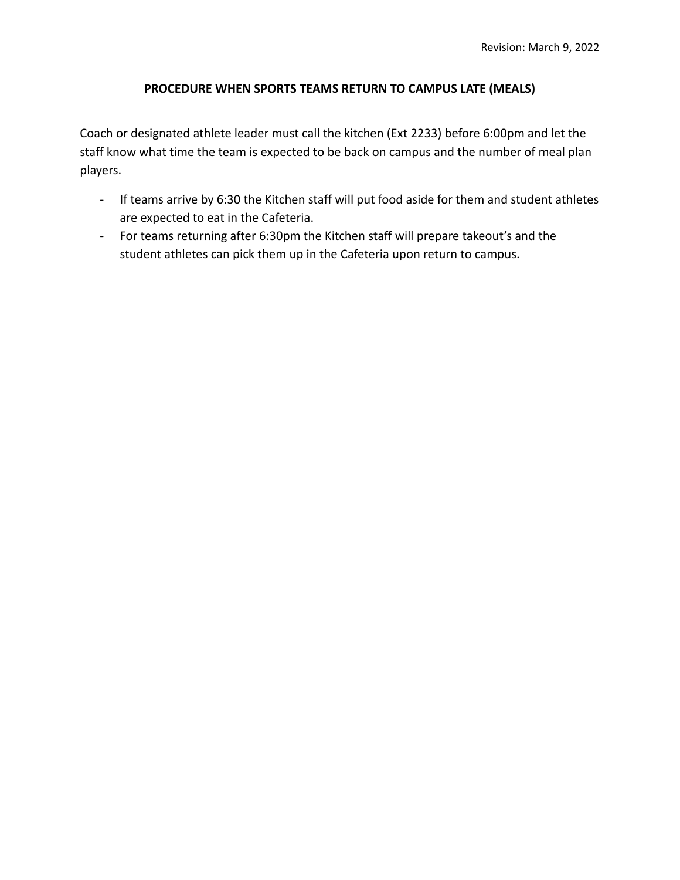Revision: March 9, 2022

## PROCEDURE WHEN SPORTS TEAMS RETURN TO CAMPUS LATE (MEALS)

Coach or designated athlete leader must call the kitchen (Ext 2233) before 6:00pm and let the staff know what time the team is expected to be back on campus and the number of meal plan players.

- If teams arrive by 6:30 the Kitchen staff will put food aside for them and student athletes are expected to eat in the Cafeteria.
- For teams returning after 6:30pm the Kitchen staff will prepare takeout's and the student athletes can pick them up in the Cafeteria upon return to campus.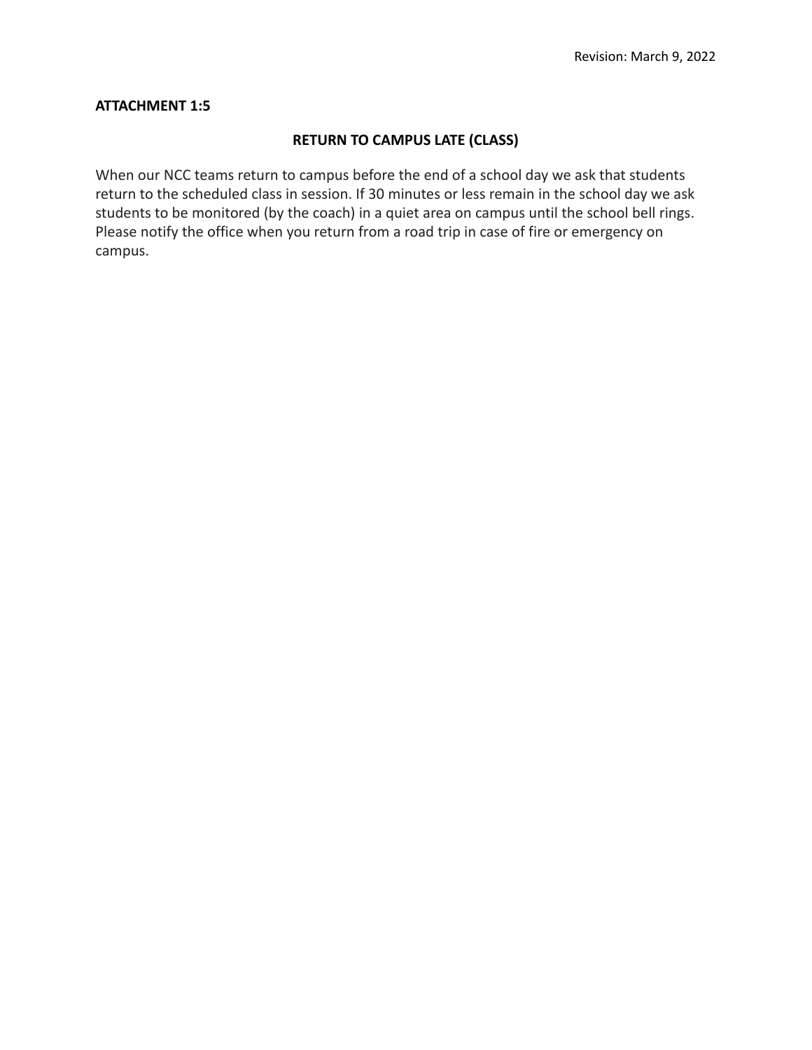Revision: March 9, 2022

**ATTACHMENT 1:5**

## RETURN TO CAMPUS LATE (CLASS)

When our NCC teams return to campus before the end of a school day we ask that students return to the scheduled class in session. If 30 minutes or less remain in the school day we ask students to be monitored (by the coach) in a quiet area on campus until the school bell rings. Please notify the office when you return from a road trip in case of fire or emergency on campus.